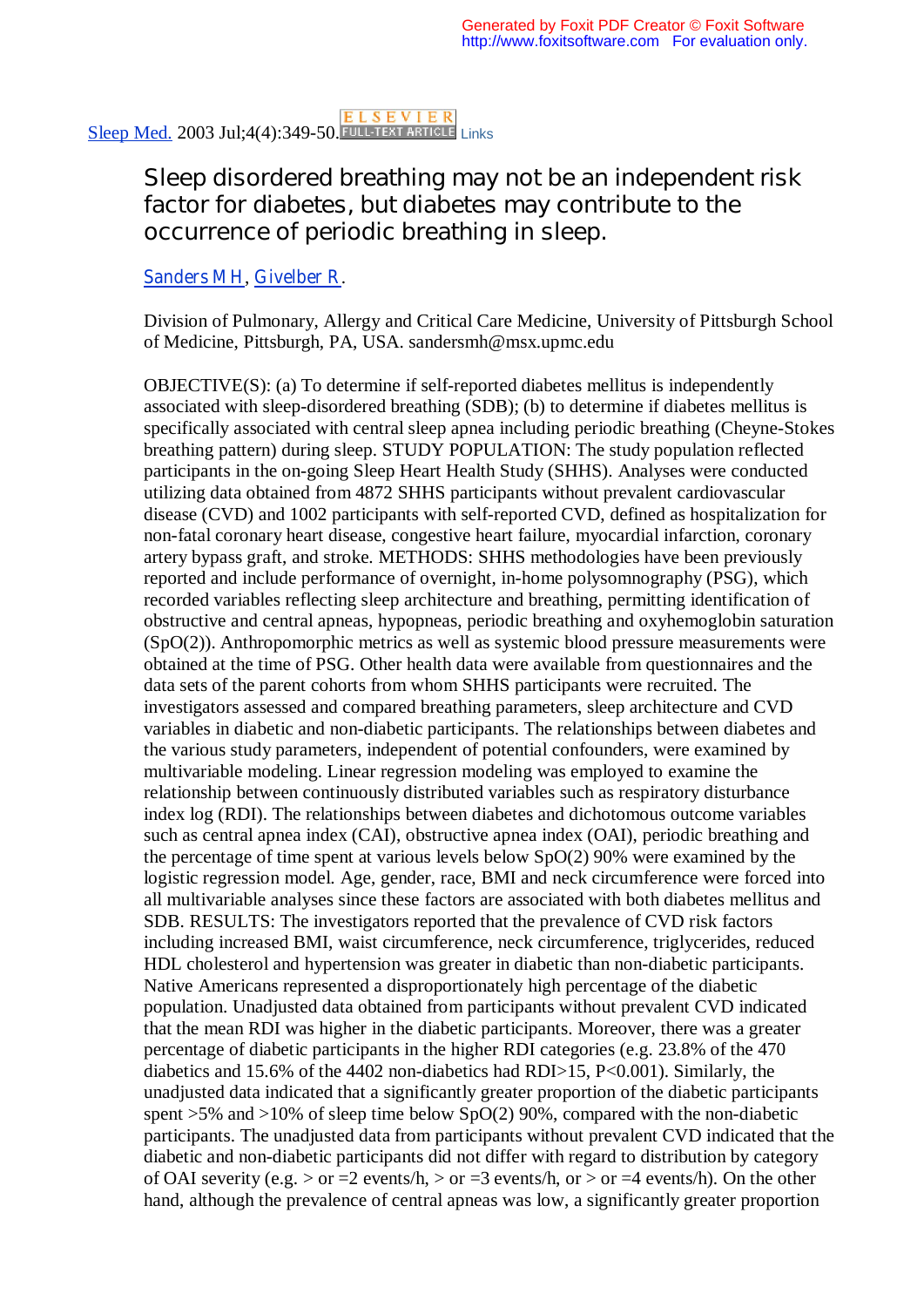Sleep Med. 2003 Jul;4(4):349-50.

# Sleep disordered breathing may not be an independent risk factor for diabetes, but diabetes may contribute to the occurrence of periodic breathing in sleep.

Sanders MH, Givelber R.

Division of Pulmonary, Allergy and Critical Care Medicine, University of Pittsburgh School of Medicine, Pittsburgh, PA, USA. sandersmh@msx.upmc.edu

OBJECTIVE(S): (a) To determine if self-reported diabetes mellitus is independently associated with sleep-disordered breathing (SDB); (b) to determine if diabetes mellitus is specifically associated with central sleep apnea including periodic breathing (Cheyne-Stokes breathing pattern) during sleep. STUDY POPULATION: The study population reflected participants in the on-going Sleep Heart Health Study (SHHS). Analyses were conducted utilizing data obtained from 4872 SHHS participants without prevalent cardiovascular disease (CVD) and 1002 participants with self-reported CVD, defined as hospitalization for non-fatal coronary heart disease, congestive heart failure, myocardial infarction, coronary artery bypass graft, and stroke. METHODS: SHHS methodologies have been previously reported and include performance of overnight, in-home polysomnography (PSG), which recorded variables reflecting sleep architecture and breathing, permitting identification of obstructive and central apneas, hypopneas, periodic breathing and oxyhemoglobin saturation (SpO(2)). Anthropomorphic metrics as well as systemic blood pressure measurements were obtained at the time of PSG. Other health data were available from questionnaires and the data sets of the parent cohorts from whom SHHS participants were recruited. The investigators assessed and compared breathing parameters, sleep architecture and CVD variables in diabetic and non-diabetic participants. The relationships between diabetes and the various study parameters, independent of potential confounders, were examined by multivariable modeling. Linear regression modeling was employed to examine the relationship between continuously distributed variables such as respiratory disturbance index log (RDI). The relationships between diabetes and dichotomous outcome variables such as central apnea index (CAI), obstructive apnea index (OAI), periodic breathing and the percentage of time spent at various levels below SpO(2) 90% were examined by the logistic regression model. Age, gender, race, BMI and neck circumference were forced into all multivariable analyses since these factors are associated with both diabetes mellitus and SDB. RESULTS: The investigators reported that the prevalence of CVD risk factors including increased BMI, waist circumference, neck circumference, triglycerides, reduced HDL cholesterol and hypertension was greater in diabetic than non-diabetic participants. Native Americans represented a disproportionately high percentage of the diabetic population. Unadjusted data obtained from participants without prevalent CVD indicated that the mean RDI was higher in the diabetic participants. Moreover, there was a greater percentage of diabetic participants in the higher RDI categories (e.g. 23.8% of the 470 diabetics and 15.6% of the 4402 non-diabetics had RDI>15, P<0.001). Similarly, the unadjusted data indicated that a significantly greater proportion of the diabetic participants spent >5% and >10% of sleep time below SpO(2) 90%, compared with the non-diabetic participants. The unadjusted data from participants without prevalent CVD indicated that the diabetic and non-diabetic participants did not differ with regard to distribution by category of OAI severity (e.g. > or =2 events/h, > or =3 events/h, or > or =4 events/h). On the other hand, although the prevalence of central apneas was low, a significantly greater proportion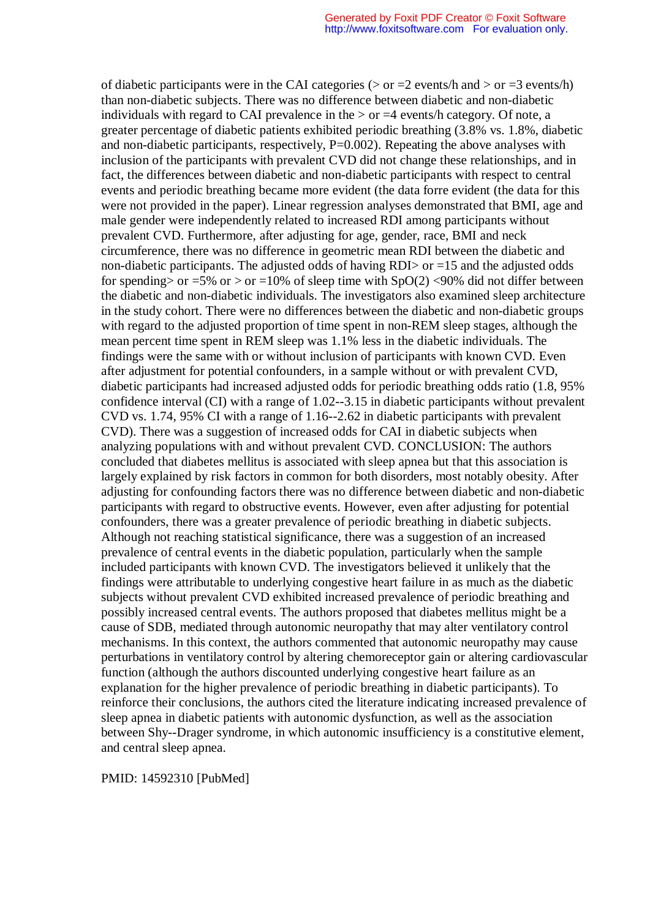of diabetic participants were in the CAI categories (> or =2 events/h and > or =3 events/h) than non-diabetic subjects. There was no difference between diabetic and non-diabetic individuals with regard to CAI prevalence in the > or =4 events/h category. Of note, a greater percentage of diabetic patients exhibited periodic breathing (3.8% vs. 1.8%, diabetic and non-diabetic participants, respectively, P=0.002). Repeating the above analyses with inclusion of the participants with prevalent CVD did not change these relationships, and in fact, the differences between diabetic and non-diabetic participants with respect to central events and periodic breathing became more evident (the data forre evident (the data for this were not provided in the paper). Linear regression analyses demonstrated that BMI, age and male gender were independently related to increased RDI among participants without prevalent CVD. Furthermore, after adjusting for age, gender, race, BMI and neck circumference, there was no difference in geometric mean RDI between the diabetic and non-diabetic participants. The adjusted odds of having RDI> or =15 and the adjusted odds for spending> or =5% or > or =10% of sleep time with SpO(2) <90% did not differ between the diabetic and non-diabetic individuals. The investigators also examined sleep architecture in the study cohort. There were no differences between the diabetic and non-diabetic groups with regard to the adjusted proportion of time spent in non-REM sleep stages, although the mean percent time spent in REM sleep was 1.1% less in the diabetic individuals. The findings were the same with or without inclusion of participants with known CVD. Even after adjustment for potential confounders, in a sample without or with prevalent CVD, diabetic participants had increased adjusted odds for periodic breathing odds ratio (1.8, 95% confidence interval (CI) with a range of 1.02--3.15 in diabetic participants without prevalent CVD vs. 1.74, 95% CI with a range of 1.16--2.62 in diabetic participants with prevalent CVD). There was a suggestion of increased odds for CAI in diabetic subjects when analyzing populations with and without prevalent CVD. CONCLUSION: The authors concluded that diabetes mellitus is associated with sleep apnea but that this association is largely explained by risk factors in common for both disorders, most notably obesity. After adjusting for confounding factors there was no difference between diabetic and non-diabetic participants with regard to obstructive events. However, even after adjusting for potential confounders, there was a greater prevalence of periodic breathing in diabetic subjects. Although not reaching statistical significance, there was a suggestion of an increased prevalence of central events in the diabetic population, particularly when the sample included participants with known CVD. The investigators believed it unlikely that the findings were attributable to underlying congestive heart failure in as much as the diabetic subjects without prevalent CVD exhibited increased prevalence of periodic breathing and possibly increased central events. The authors proposed that diabetes mellitus might be a cause of SDB, mediated through autonomic neuropathy that may alter ventilatory control mechanisms. In this context, the authors commented that autonomic neuropathy may cause perturbations in ventilatory control by altering chemoreceptor gain or altering cardiovascular function (although the authors discounted underlying congestive heart failure as an explanation for the higher prevalence of periodic breathing in diabetic participants). To reinforce their conclusions, the authors cited the literature indicating increased prevalence of sleep apnea in diabetic patients with autonomic dysfunction, as well as the association between Shy--Drager syndrome, in which autonomic insufficiency is a constitutive element, and central sleep apnea.

PMID: 14592310 [PubMed]